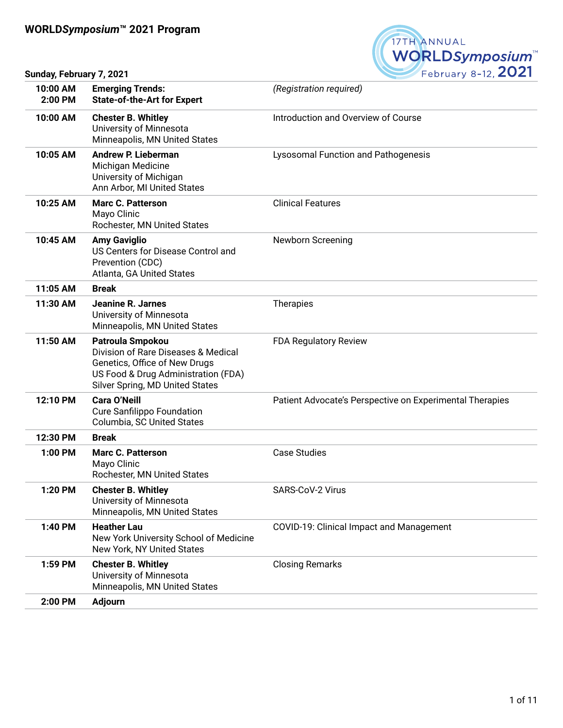# WORLD*Symposium*™ 2021 Program

17TH ANNUAL WORLD*Symposium*™ February 8-12, 2021

**Sunday, February 7, 2021**

| | | |
|---|---|---|
| **10:00 AM**<br>**2:00 PM** | **Emerging Trends:**<br>**State-of-the-Art for Expert** | *(Registration required)* |
| **10:00 AM** | **Chester B. Whitley**<br>University of Minnesota<br>Minneapolis, MN United States | Introduction and Overview of Course |
| **10:05 AM** | **Andrew P. Lieberman**<br>Michigan Medicine<br>University of Michigan<br>Ann Arbor, MI United States | Lysosomal Function and Pathogenesis |
| **10:25 AM** | **Marc C. Patterson**<br>Mayo Clinic<br>Rochester, MN United States | Clinical Features |
| **10:45 AM** | **Amy Gaviglio**<br>US Centers for Disease Control and Prevention (CDC)<br>Atlanta, GA United States | Newborn Screening |
| **11:05 AM** | **Break** | |
| **11:30 AM** | **Jeanine R. Jarnes**<br>University of Minnesota<br>Minneapolis, MN United States | Therapies |
| **11:50 AM** | **Patroula Smpokou**<br>Division of Rare Diseases & Medical Genetics, Office of New Drugs<br>US Food & Drug Administration (FDA)<br>Silver Spring, MD United States | FDA Regulatory Review |
| **12:10 PM** | **Cara O'Neill**<br>Cure Sanfilippo Foundation<br>Columbia, SC United States | Patient Advocate's Perspective on Experimental Therapies |
| **12:30 PM** | **Break** | |
| **1:00 PM** | **Marc C. Patterson**<br>Mayo Clinic<br>Rochester, MN United States | Case Studies |
| **1:20 PM** | **Chester B. Whitley**<br>University of Minnesota<br>Minneapolis, MN United States | SARS-CoV-2 Virus |
| **1:40 PM** | **Heather Lau**<br>New York University School of Medicine<br>New York, NY United States | COVID-19: Clinical Impact and Management |
| **1:59 PM** | **Chester B. Whitley**<br>University of Minnesota<br>Minneapolis, MN United States | Closing Remarks |
| **2:00 PM** | **Adjourn** | |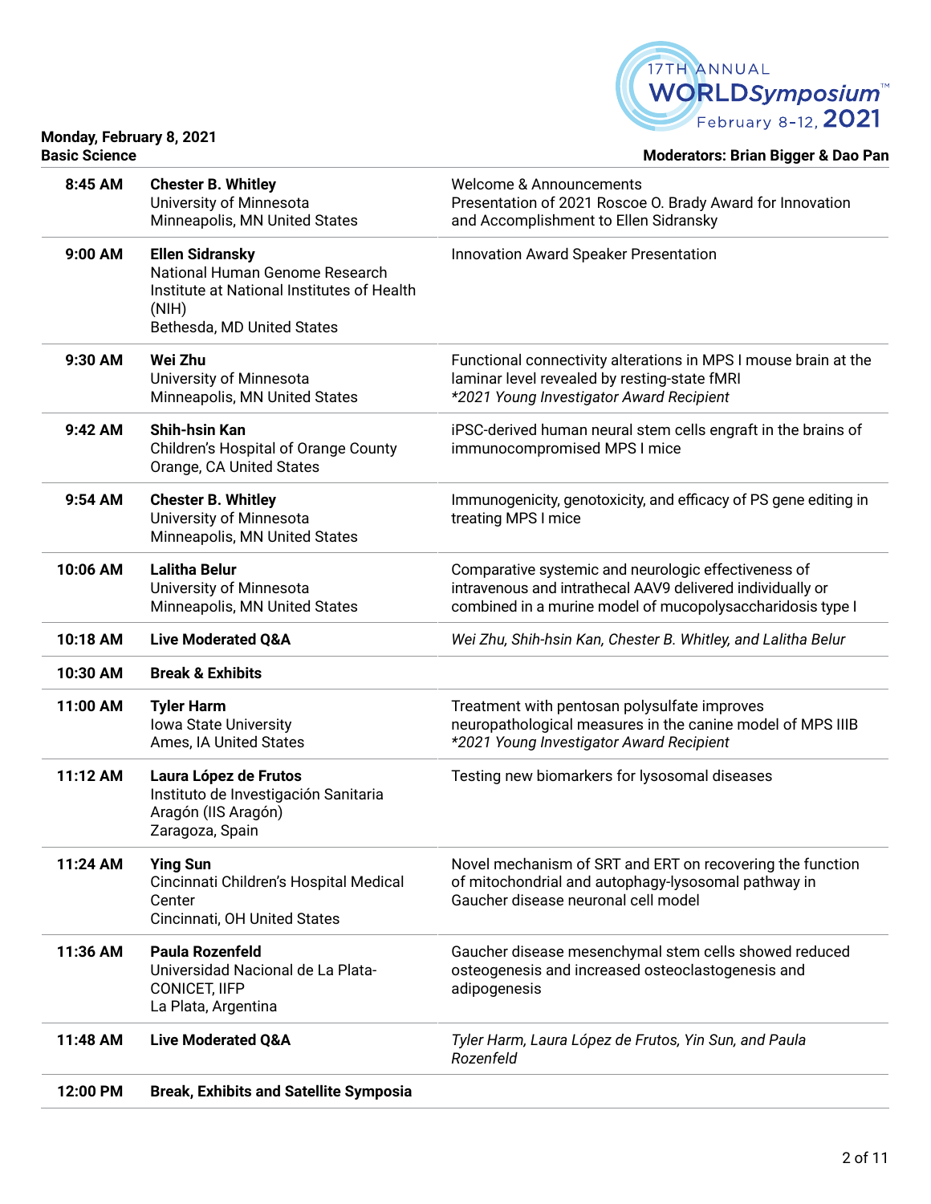**Monday, February 8, 2021**
**Basic Science**

**Moderators: Brian Bigger & Dao Pan**

| | | |
|---|---|---|
| **8:45 AM** | **Chester B. Whitley**<br>University of Minnesota<br>Minneapolis, MN United States | Welcome & Announcements<br>Presentation of 2021 Roscoe O. Brady Award for Innovation and Accomplishment to Ellen Sidransky |
| **9:00 AM** | **Ellen Sidransky**<br>National Human Genome Research Institute at National Institutes of Health (NIH)<br>Bethesda, MD United States | Innovation Award Speaker Presentation |
| **9:30 AM** | **Wei Zhu**<br>University of Minnesota<br>Minneapolis, MN United States | Functional connectivity alterations in MPS I mouse brain at the laminar level revealed by resting-state fMRI<br>*\*2021 Young Investigator Award Recipient* |
| **9:42 AM** | **Shih-hsin Kan**<br>Children's Hospital of Orange County<br>Orange, CA United States | iPSC-derived human neural stem cells engraft in the brains of immunocompromised MPS I mice |
| **9:54 AM** | **Chester B. Whitley**<br>University of Minnesota<br>Minneapolis, MN United States | Immunogenicity, genotoxicity, and efficacy of PS gene editing in treating MPS I mice |
| **10:06 AM** | **Lalitha Belur**<br>University of Minnesota<br>Minneapolis, MN United States | Comparative systemic and neurologic effectiveness of intravenous and intrathecal AAV9 delivered individually or combined in a murine model of mucopolysaccharidosis type I |
| **10:18 AM** | **Live Moderated Q&A** | *Wei Zhu, Shih-hsin Kan, Chester B. Whitley, and Lalitha Belur* |
| **10:30 AM** | **Break & Exhibits** | |
| **11:00 AM** | **Tyler Harm**<br>Iowa State University<br>Ames, IA United States | Treatment with pentosan polysulfate improves neuropathological measures in the canine model of MPS IIIB<br>*\*2021 Young Investigator Award Recipient* |
| **11:12 AM** | **Laura López de Frutos**<br>Instituto de Investigación Sanitaria Aragón (IIS Aragón)<br>Zaragoza, Spain | Testing new biomarkers for lysosomal diseases |
| **11:24 AM** | **Ying Sun**<br>Cincinnati Children's Hospital Medical Center<br>Cincinnati, OH United States | Novel mechanism of SRT and ERT on recovering the function of mitochondrial and autophagy-lysosomal pathway in Gaucher disease neuronal cell model |
| **11:36 AM** | **Paula Rozenfeld**<br>Universidad Nacional de La Plata-CONICET, IIFP<br>La Plata, Argentina | Gaucher disease mesenchymal stem cells showed reduced osteogenesis and increased osteoclastogenesis and adipogenesis |
| **11:48 AM** | **Live Moderated Q&A** | *Tyler Harm, Laura López de Frutos, Yin Sun, and Paula Rozenfeld* |
| **12:00 PM** | **Break, Exhibits and Satellite Symposia** | |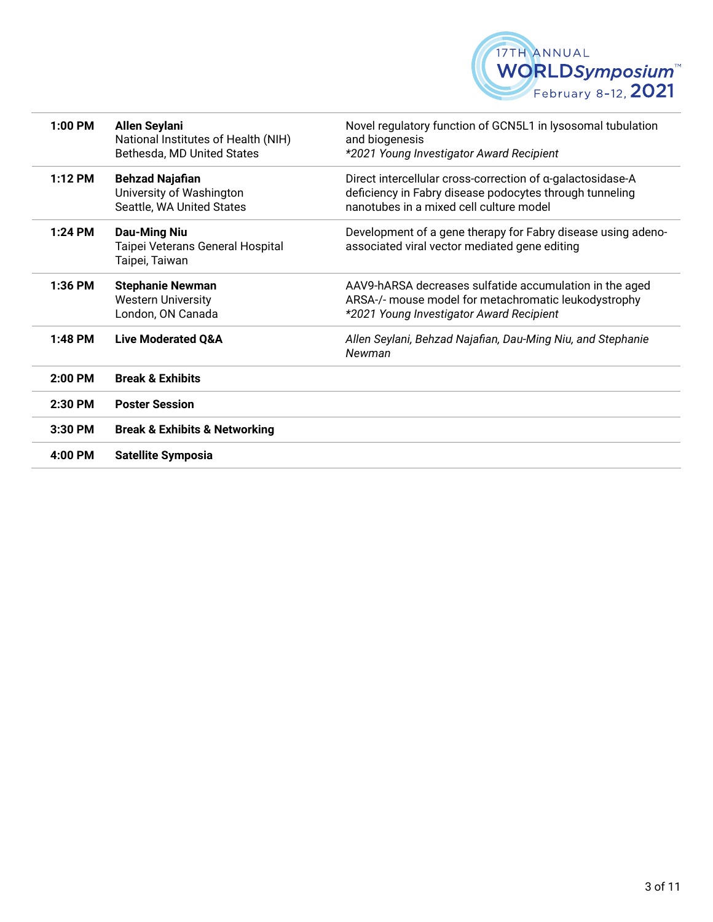| | | |
|---|---|---|
| **1:00 PM** | **Allen Seylani**<br>National Institutes of Health (NIH)<br>Bethesda, MD United States | Novel regulatory function of GCN5L1 in lysosomal tubulation and biogenesis<br>*\*2021 Young Investigator Award Recipient* |
| **1:12 PM** | **Behzad Najafian**<br>University of Washington<br>Seattle, WA United States | Direct intercellular cross-correction of α-galactosidase-A deficiency in Fabry disease podocytes through tunneling nanotubes in a mixed cell culture model |
| **1:24 PM** | **Dau-Ming Niu**<br>Taipei Veterans General Hospital<br>Taipei, Taiwan | Development of a gene therapy for Fabry disease using adeno-associated viral vector mediated gene editing |
| **1:36 PM** | **Stephanie Newman**<br>Western University<br>London, ON Canada | AAV9-hARSA decreases sulfatide accumulation in the aged ARSA-/- mouse model for metachromatic leukodystrophy<br>*\*2021 Young Investigator Award Recipient* |
| **1:48 PM** | **Live Moderated Q&A** | *Allen Seylani, Behzad Najafian, Dau-Ming Niu, and Stephanie Newman* |
| **2:00 PM** | **Break & Exhibits** | |
| **2:30 PM** | **Poster Session** | |
| **3:30 PM** | **Break & Exhibits & Networking** | |
| **4:00 PM** | **Satellite Symposia** | |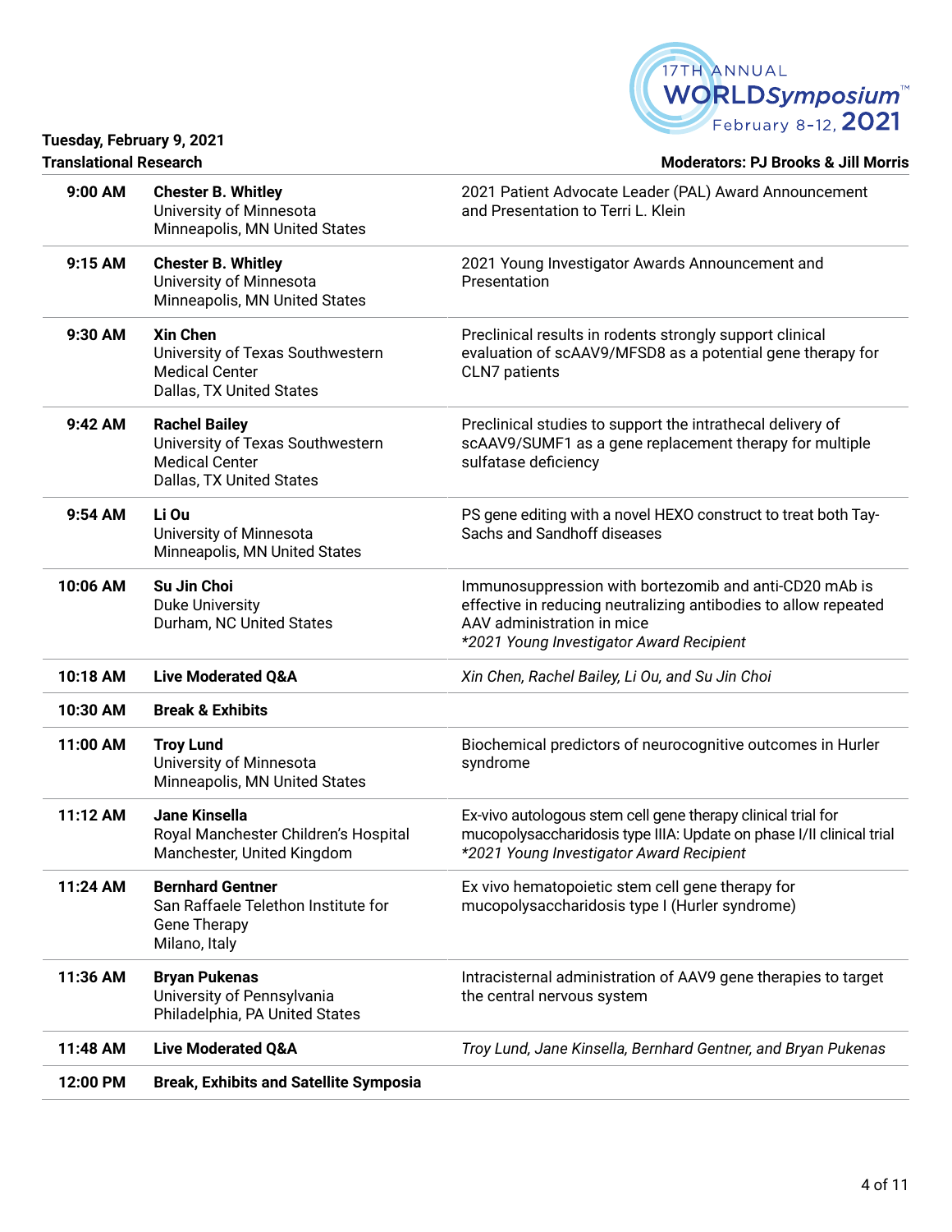**Tuesday, February 9, 2021**

**Translational Research**

**Moderators: PJ Brooks & Jill Morris**

| | | |
|---|---|---|
| **9:00 AM** | **Chester B. Whitley**<br>University of Minnesota<br>Minneapolis, MN United States | 2021 Patient Advocate Leader (PAL) Award Announcement and Presentation to Terri L. Klein |
| **9:15 AM** | **Chester B. Whitley**<br>University of Minnesota<br>Minneapolis, MN United States | 2021 Young Investigator Awards Announcement and Presentation |
| **9:30 AM** | **Xin Chen**<br>University of Texas Southwestern Medical Center<br>Dallas, TX United States | Preclinical results in rodents strongly support clinical evaluation of scAAV9/MFSD8 as a potential gene therapy for CLN7 patients |
| **9:42 AM** | **Rachel Bailey**<br>University of Texas Southwestern Medical Center<br>Dallas, TX United States | Preclinical studies to support the intrathecal delivery of scAAV9/SUMF1 as a gene replacement therapy for multiple sulfatase deficiency |
| **9:54 AM** | **Li Ou**<br>University of Minnesota<br>Minneapolis, MN United States | PS gene editing with a novel HEXO construct to treat both Tay-Sachs and Sandhoff diseases |
| **10:06 AM** | **Su Jin Choi**<br>Duke University<br>Durham, NC United States | Immunosuppression with bortezomib and anti-CD20 mAb is effective in reducing neutralizing antibodies to allow repeated AAV administration in mice<br>*\*2021 Young Investigator Award Recipient* |
| **10:18 AM** | **Live Moderated Q&A** | *Xin Chen, Rachel Bailey, Li Ou, and Su Jin Choi* |
| **10:30 AM** | **Break & Exhibits** | |
| **11:00 AM** | **Troy Lund**<br>University of Minnesota<br>Minneapolis, MN United States | Biochemical predictors of neurocognitive outcomes in Hurler syndrome |
| **11:12 AM** | **Jane Kinsella**<br>Royal Manchester Children's Hospital<br>Manchester, United Kingdom | Ex-vivo autologous stem cell gene therapy clinical trial for mucopolysaccharidosis type IIIA: Update on phase I/II clinical trial<br>*\*2021 Young Investigator Award Recipient* |
| **11:24 AM** | **Bernhard Gentner**<br>San Raffaele Telethon Institute for Gene Therapy<br>Milano, Italy | Ex vivo hematopoietic stem cell gene therapy for mucopolysaccharidosis type I (Hurler syndrome) |
| **11:36 AM** | **Bryan Pukenas**<br>University of Pennsylvania<br>Philadelphia, PA United States | Intracisternal administration of AAV9 gene therapies to target the central nervous system |
| **11:48 AM** | **Live Moderated Q&A** | *Troy Lund, Jane Kinsella, Bernhard Gentner, and Bryan Pukenas* |
| **12:00 PM** | **Break, Exhibits and Satellite Symposia** | |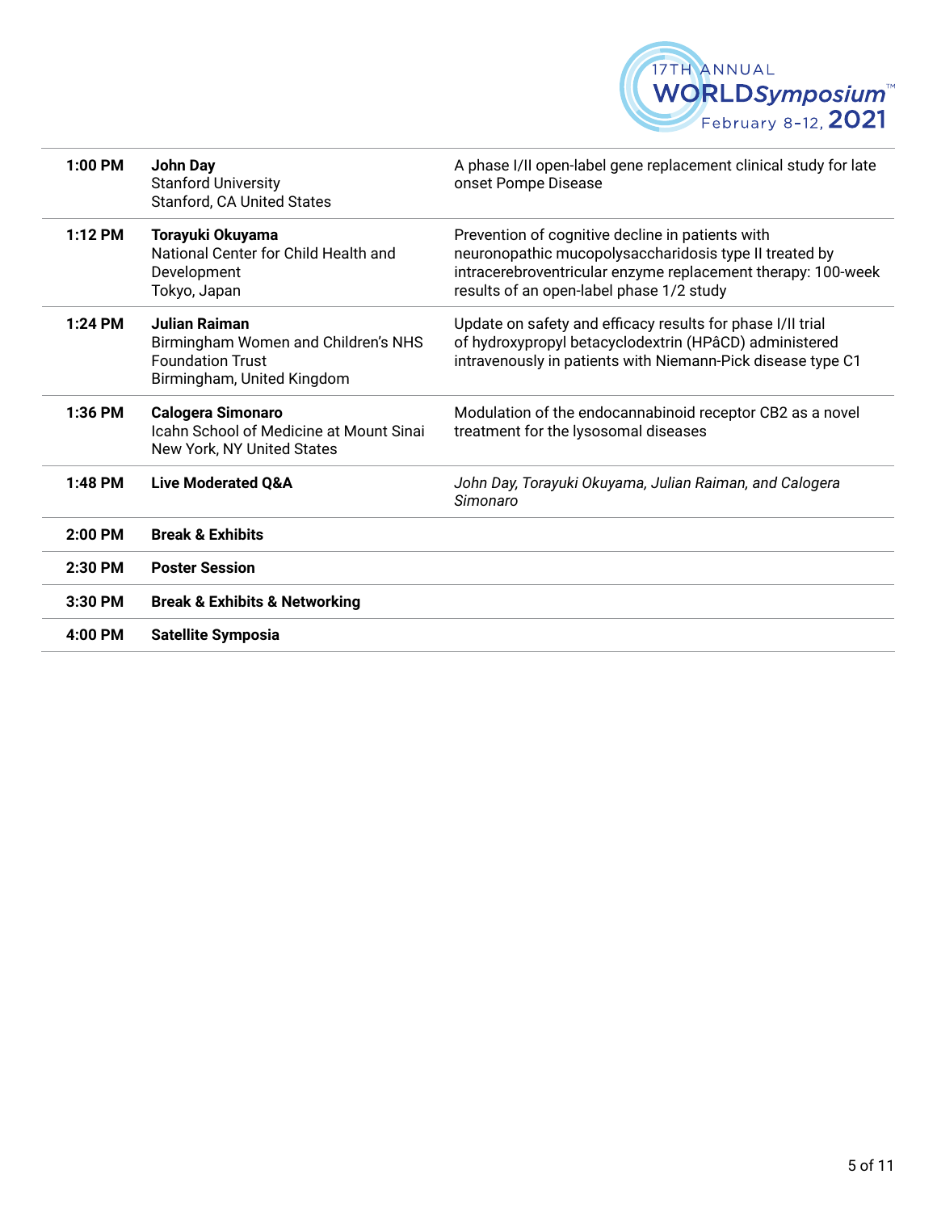| | | |
|---|---|---|
| **1:00 PM** | **John Day**<br>Stanford University<br>Stanford, CA United States | A phase I/II open-label gene replacement clinical study for late onset Pompe Disease |
| **1:12 PM** | **Torayuki Okuyama**<br>National Center for Child Health and Development<br>Tokyo, Japan | Prevention of cognitive decline in patients with neuronopathic mucopolysaccharidosis type II treated by intracerebroventricular enzyme replacement therapy: 100-week results of an open-label phase 1/2 study |
| **1:24 PM** | **Julian Raiman**<br>Birmingham Women and Children's NHS Foundation Trust<br>Birmingham, United Kingdom | Update on safety and efficacy results for phase I/II trial of hydroxypropyl betacyclodextrin (HPâCD) administered intravenously in patients with Niemann-Pick disease type C1 |
| **1:36 PM** | **Calogera Simonaro**<br>Icahn School of Medicine at Mount Sinai<br>New York, NY United States | Modulation of the endocannabinoid receptor CB2 as a novel treatment for the lysosomal diseases |
| **1:48 PM** | **Live Moderated Q&A** | *John Day, Torayuki Okuyama, Julian Raiman, and Calogera Simonaro* |
| **2:00 PM** | **Break & Exhibits** | |
| **2:30 PM** | **Poster Session** | |
| **3:30 PM** | **Break & Exhibits & Networking** | |
| **4:00 PM** | **Satellite Symposia** | |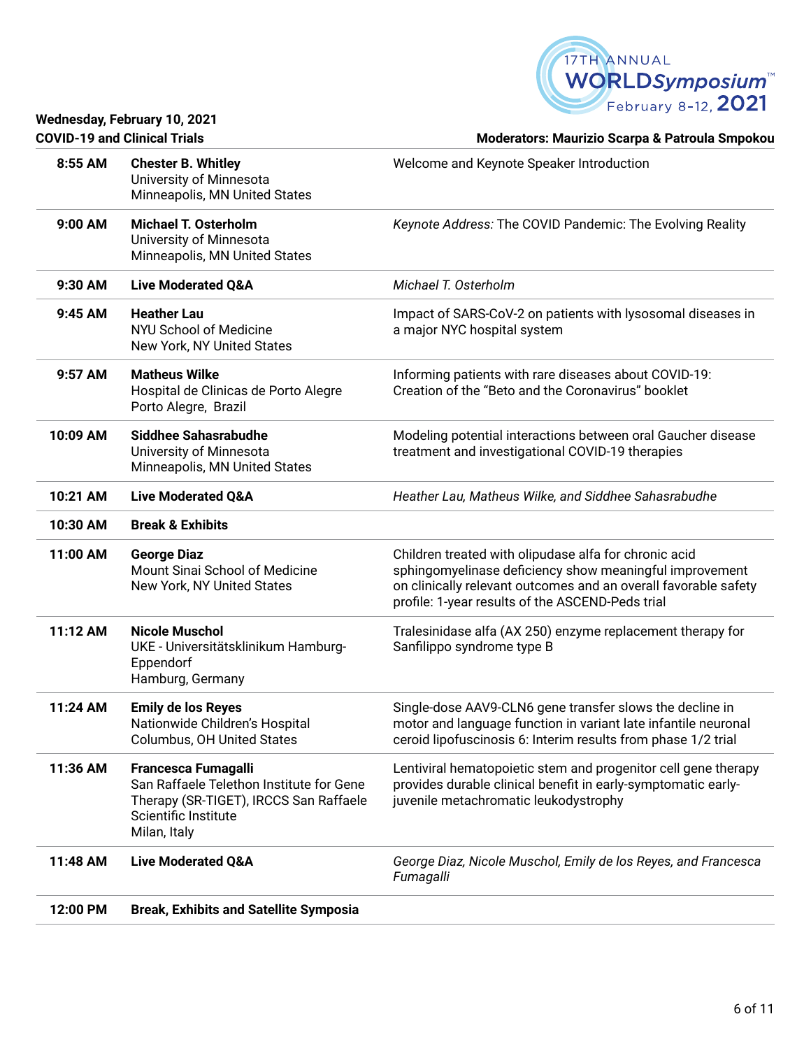**Wednesday, February 10, 2021**

**COVID-19 and Clinical Trials**

**Moderators: Maurizio Scarpa & Patroula Smpokou**

| | | |
|---|---|---|
| **8:55 AM** | **Chester B. Whitley**<br>University of Minnesota<br>Minneapolis, MN United States | Welcome and Keynote Speaker Introduction |
| **9:00 AM** | **Michael T. Osterholm**<br>University of Minnesota<br>Minneapolis, MN United States | *Keynote Address:* The COVID Pandemic: The Evolving Reality |
| **9:30 AM** | **Live Moderated Q&A** | *Michael T. Osterholm* |
| **9:45 AM** | **Heather Lau**<br>NYU School of Medicine<br>New York, NY United States | Impact of SARS-CoV-2 on patients with lysosomal diseases in a major NYC hospital system |
| **9:57 AM** | **Matheus Wilke**<br>Hospital de Clinicas de Porto Alegre<br>Porto Alegre, Brazil | Informing patients with rare diseases about COVID-19: Creation of the "Beto and the Coronavirus" booklet |
| **10:09 AM** | **Siddhee Sahasrabudhe**<br>University of Minnesota<br>Minneapolis, MN United States | Modeling potential interactions between oral Gaucher disease treatment and investigational COVID-19 therapies |
| **10:21 AM** | **Live Moderated Q&A** | *Heather Lau, Matheus Wilke, and Siddhee Sahasrabudhe* |
| **10:30 AM** | **Break & Exhibits** | |
| **11:00 AM** | **George Diaz**<br>Mount Sinai School of Medicine<br>New York, NY United States | Children treated with olipudase alfa for chronic acid sphingomyelinase deficiency show meaningful improvement on clinically relevant outcomes and an overall favorable safety profile: 1-year results of the ASCEND-Peds trial |
| **11:12 AM** | **Nicole Muschol**<br>UKE - Universitätsklinikum Hamburg-Eppendorf<br>Hamburg, Germany | Tralesinidase alfa (AX 250) enzyme replacement therapy for Sanfilippo syndrome type B |
| **11:24 AM** | **Emily de los Reyes**<br>Nationwide Children's Hospital<br>Columbus, OH United States | Single-dose AAV9-CLN6 gene transfer slows the decline in motor and language function in variant late infantile neuronal ceroid lipofuscinosis 6: Interim results from phase 1/2 trial |
| **11:36 AM** | **Francesca Fumagalli**<br>San Raffaele Telethon Institute for Gene Therapy (SR-TIGET), IRCCS San Raffaele Scientific Institute<br>Milan, Italy | Lentiviral hematopoietic stem and progenitor cell gene therapy provides durable clinical benefit in early-symptomatic early-juvenile metachromatic leukodystrophy |
| **11:48 AM** | **Live Moderated Q&A** | *George Diaz, Nicole Muschol, Emily de los Reyes, and Francesca Fumagalli* |
| **12:00 PM** | **Break, Exhibits and Satellite Symposia** | |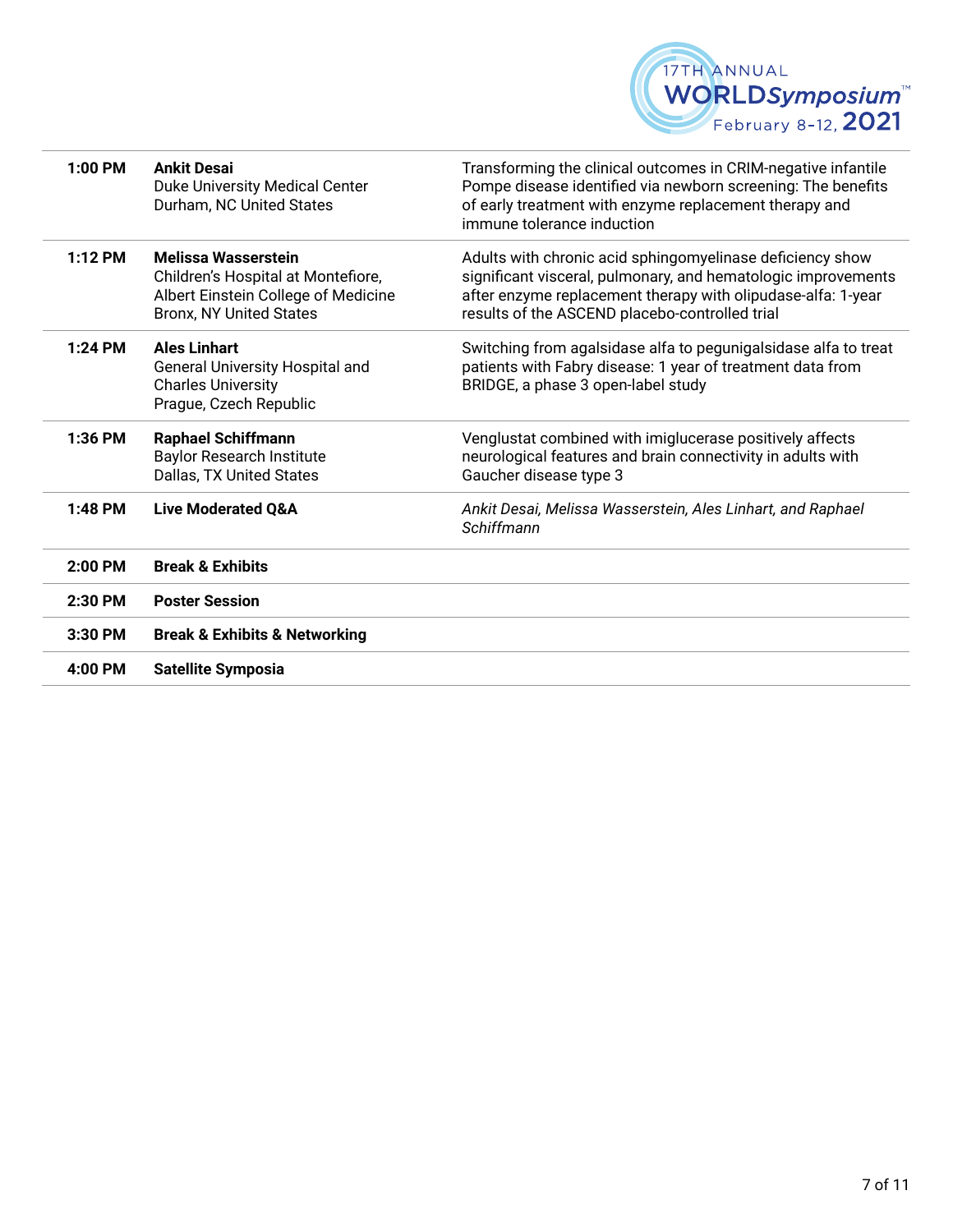| | | |
|---|---|---|
| **1:00 PM** | **Ankit Desai**<br>Duke University Medical Center<br>Durham, NC United States | Transforming the clinical outcomes in CRIM-negative infantile Pompe disease identified via newborn screening: The benefits of early treatment with enzyme replacement therapy and immune tolerance induction |
| **1:12 PM** | **Melissa Wasserstein**<br>Children's Hospital at Montefiore, Albert Einstein College of Medicine<br>Bronx, NY United States | Adults with chronic acid sphingomyelinase deficiency show significant visceral, pulmonary, and hematologic improvements after enzyme replacement therapy with olipudase-alfa: 1-year results of the ASCEND placebo-controlled trial |
| **1:24 PM** | **Ales Linhart**<br>General University Hospital and Charles University<br>Prague, Czech Republic | Switching from agalsidase alfa to pegunigalsidase alfa to treat patients with Fabry disease: 1 year of treatment data from BRIDGE, a phase 3 open-label study |
| **1:36 PM** | **Raphael Schiffmann**<br>Baylor Research Institute<br>Dallas, TX United States | Venglustat combined with imiglucerase positively affects neurological features and brain connectivity in adults with Gaucher disease type 3 |
| **1:48 PM** | **Live Moderated Q&A** | *Ankit Desai, Melissa Wasserstein, Ales Linhart, and Raphael Schiffmann* |
| **2:00 PM** | **Break & Exhibits** | |
| **2:30 PM** | **Poster Session** | |
| **3:30 PM** | **Break & Exhibits & Networking** | |
| **4:00 PM** | **Satellite Symposia** | |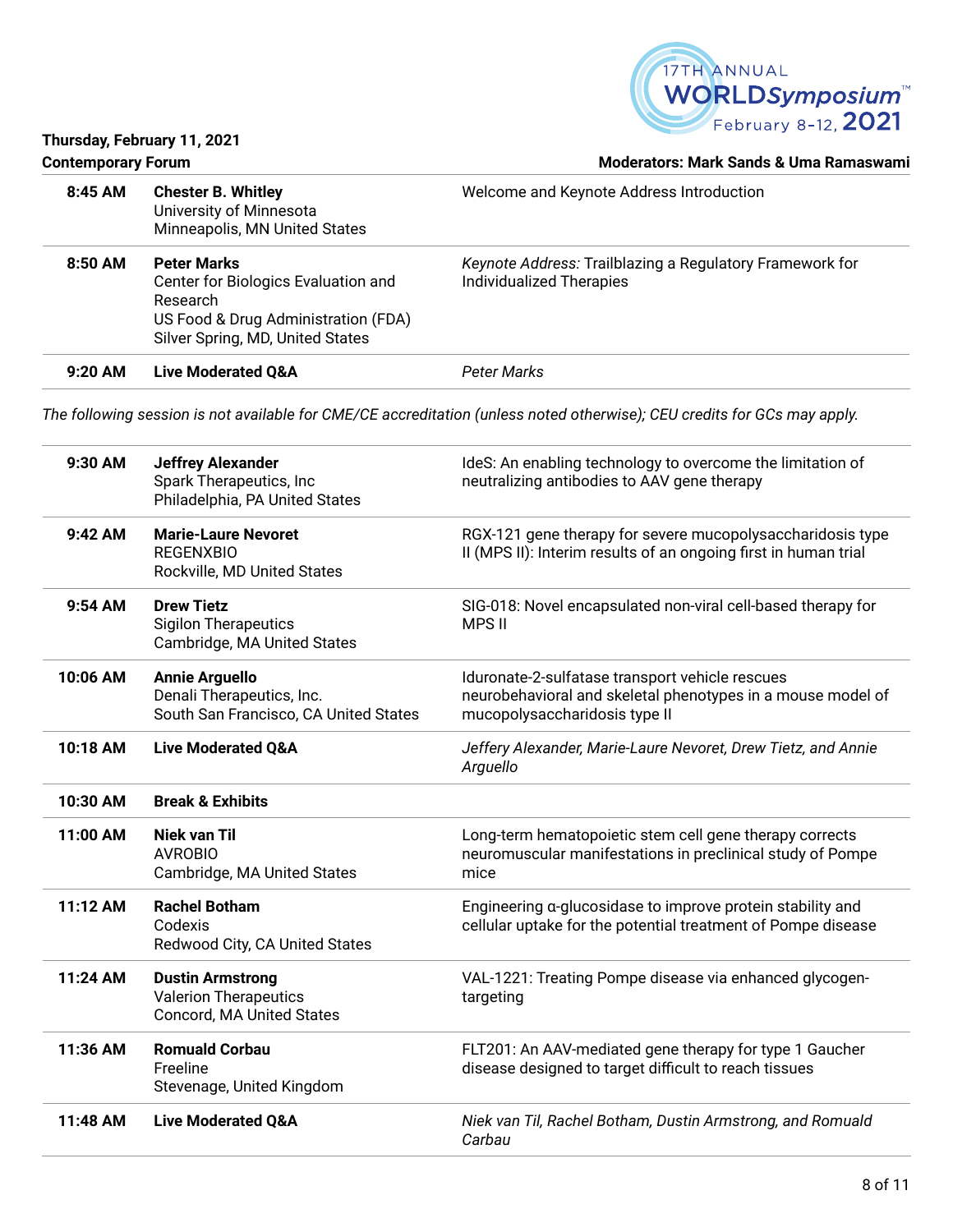**Thursday, February 11, 2021**

**Contemporary Forum** — **Moderators: Mark Sands & Uma Ramaswami**

| Time | Speaker | Topic |
|---|---|---|
| 8:45 AM | **Chester B. Whitley**<br>University of Minnesota<br>Minneapolis, MN United States | Welcome and Keynote Address Introduction |
| 8:50 AM | **Peter Marks**<br>Center for Biologics Evaluation and Research<br>US Food & Drug Administration (FDA)<br>Silver Spring, MD, United States | *Keynote Address:* Trailblazing a Regulatory Framework for Individualized Therapies |
| 9:20 AM | **Live Moderated Q&A** | *Peter Marks* |

*The following session is not available for CME/CE accreditation (unless noted otherwise); CEU credits for GCs may apply.*

| Time | Speaker | Topic |
|---|---|---|
| 9:30 AM | **Jeffrey Alexander**<br>Spark Therapeutics, Inc<br>Philadelphia, PA United States | IdeS: An enabling technology to overcome the limitation of neutralizing antibodies to AAV gene therapy |
| 9:42 AM | **Marie-Laure Nevoret**<br>REGENXBIO<br>Rockville, MD United States | RGX-121 gene therapy for severe mucopolysaccharidosis type II (MPS II): Interim results of an ongoing first in human trial |
| 9:54 AM | **Drew Tietz**<br>Sigilon Therapeutics<br>Cambridge, MA United States | SIG-018: Novel encapsulated non-viral cell-based therapy for MPS II |
| 10:06 AM | **Annie Arguello**<br>Denali Therapeutics, Inc.<br>South San Francisco, CA United States | Iduronate-2-sulfatase transport vehicle rescues neurobehavioral and skeletal phenotypes in a mouse model of mucopolysaccharidosis type II |
| 10:18 AM | **Live Moderated Q&A** | *Jeffery Alexander, Marie-Laure Nevoret, Drew Tietz, and Annie Arguello* |
| 10:30 AM | **Break & Exhibits** | |
| 11:00 AM | **Niek van Til**<br>AVROBIO<br>Cambridge, MA United States | Long-term hematopoietic stem cell gene therapy corrects neuromuscular manifestations in preclinical study of Pompe mice |
| 11:12 AM | **Rachel Botham**<br>Codexis<br>Redwood City, CA United States | Engineering α-glucosidase to improve protein stability and cellular uptake for the potential treatment of Pompe disease |
| 11:24 AM | **Dustin Armstrong**<br>Valerion Therapeutics<br>Concord, MA United States | VAL-1221: Treating Pompe disease via enhanced glycogen-targeting |
| 11:36 AM | **Romuald Corbau**<br>Freeline<br>Stevenage, United Kingdom | FLT201: An AAV-mediated gene therapy for type 1 Gaucher disease designed to target difficult to reach tissues |
| 11:48 AM | **Live Moderated Q&A** | *Niek van Til, Rachel Botham, Dustin Armstrong, and Romuald Carbau* |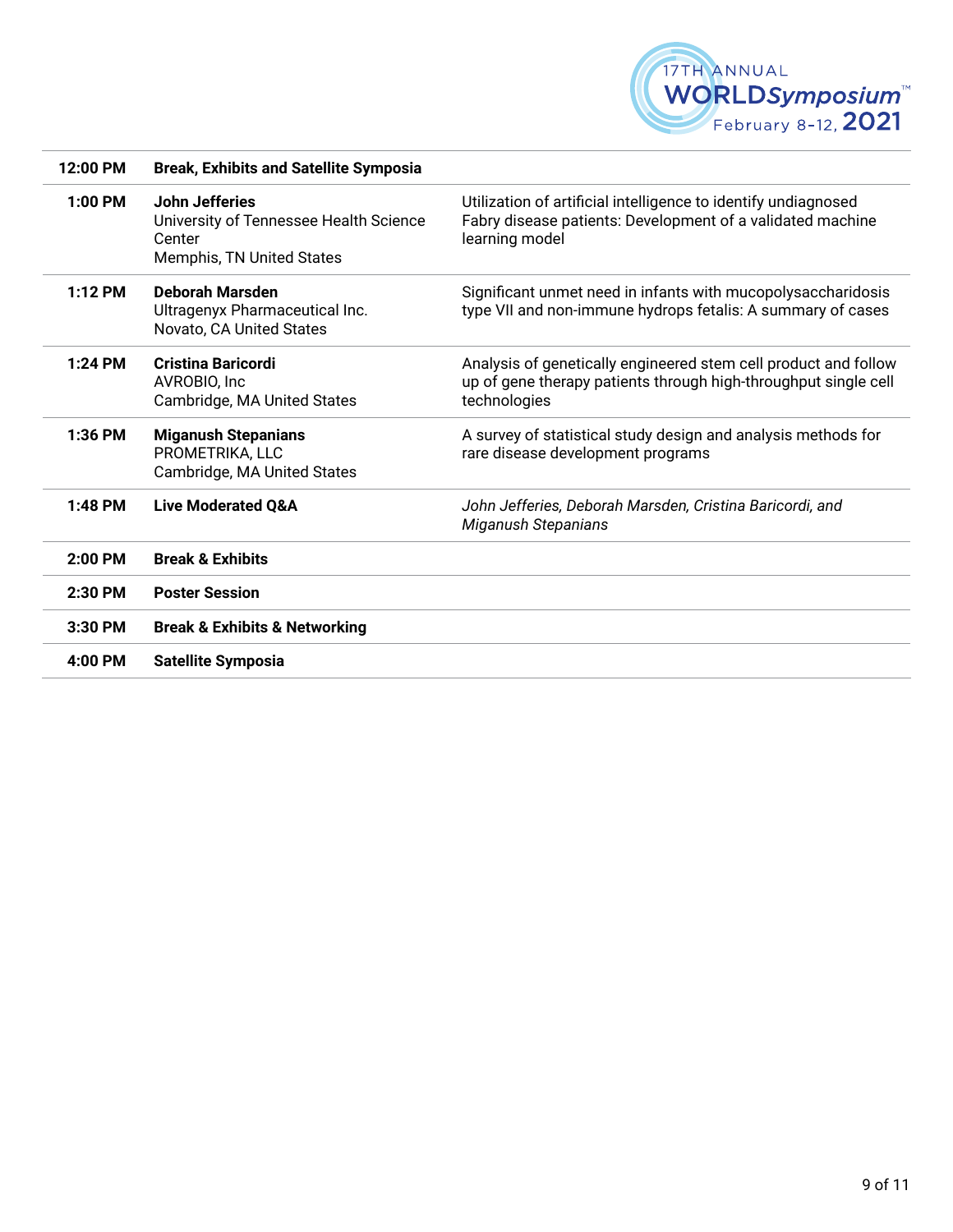| | | |
|---|---|---|
| **12:00 PM** | **Break, Exhibits and Satellite Symposia** | |
| **1:00 PM** | **John Jefferies**<br>University of Tennessee Health Science Center<br>Memphis, TN United States | Utilization of artificial intelligence to identify undiagnosed Fabry disease patients: Development of a validated machine learning model |
| **1:12 PM** | **Deborah Marsden**<br>Ultragenyx Pharmaceutical Inc.<br>Novato, CA United States | Significant unmet need in infants with mucopolysaccharidosis type VII and non-immune hydrops fetalis: A summary of cases |
| **1:24 PM** | **Cristina Baricordi**<br>AVROBIO, Inc<br>Cambridge, MA United States | Analysis of genetically engineered stem cell product and follow up of gene therapy patients through high-throughput single cell technologies |
| **1:36 PM** | **Miganush Stepanians**<br>PROMETRIKA, LLC<br>Cambridge, MA United States | A survey of statistical study design and analysis methods for rare disease development programs |
| **1:48 PM** | **Live Moderated Q&A** | *John Jefferies, Deborah Marsden, Cristina Baricordi, and Miganush Stepanians* |
| **2:00 PM** | **Break & Exhibits** | |
| **2:30 PM** | **Poster Session** | |
| **3:30 PM** | **Break & Exhibits & Networking** | |
| **4:00 PM** | **Satellite Symposia** | |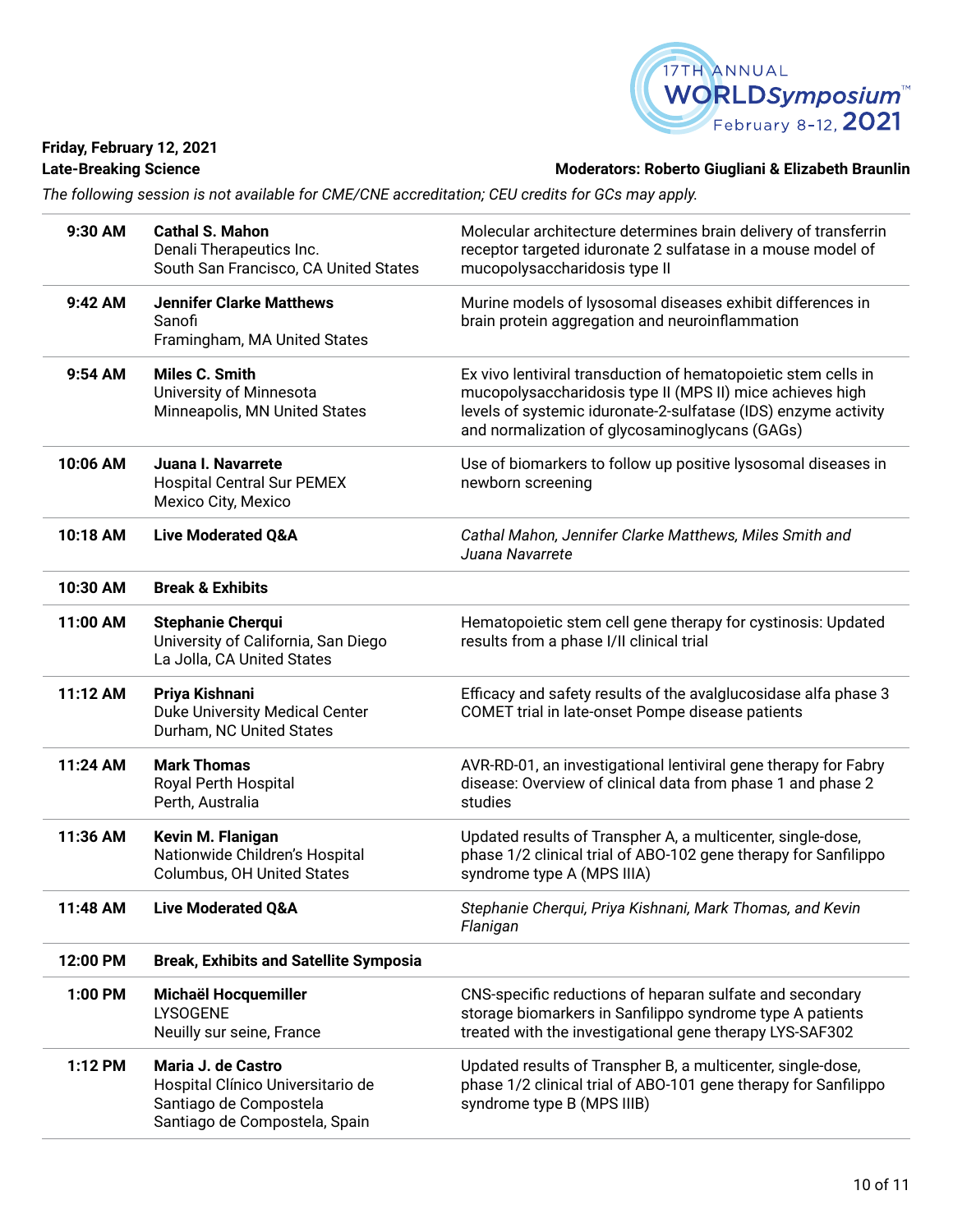**Friday, February 12, 2021**

**Late-Breaking Science**

**Moderators: Roberto Giugliani & Elizabeth Braunlin**

*The following session is not available for CME/CNE accreditation; CEU credits for GCs may apply.*

| | | |
|---|---|---|
| **9:30 AM** | **Cathal S. Mahon**<br>Denali Therapeutics Inc.<br>South San Francisco, CA United States | Molecular architecture determines brain delivery of transferrin receptor targeted iduronate 2 sulfatase in a mouse model of mucopolysaccharidosis type II |
| **9:42 AM** | **Jennifer Clarke Matthews**<br>Sanofi<br>Framingham, MA United States | Murine models of lysosomal diseases exhibit differences in brain protein aggregation and neuroinflammation |
| **9:54 AM** | **Miles C. Smith**<br>University of Minnesota<br>Minneapolis, MN United States | Ex vivo lentiviral transduction of hematopoietic stem cells in mucopolysaccharidosis type II (MPS II) mice achieves high levels of systemic iduronate-2-sulfatase (IDS) enzyme activity and normalization of glycosaminoglycans (GAGs) |
| **10:06 AM** | **Juana I. Navarrete**<br>Hospital Central Sur PEMEX<br>Mexico City, Mexico | Use of biomarkers to follow up positive lysosomal diseases in newborn screening |
| **10:18 AM** | **Live Moderated Q&A** | *Cathal Mahon, Jennifer Clarke Matthews, Miles Smith and Juana Navarrete* |
| **10:30 AM** | **Break & Exhibits** | |
| **11:00 AM** | **Stephanie Cherqui**<br>University of California, San Diego<br>La Jolla, CA United States | Hematopoietic stem cell gene therapy for cystinosis: Updated results from a phase I/II clinical trial |
| **11:12 AM** | **Priya Kishnani**<br>Duke University Medical Center<br>Durham, NC United States | Efficacy and safety results of the avalglucosidase alfa phase 3 COMET trial in late-onset Pompe disease patients |
| **11:24 AM** | **Mark Thomas**<br>Royal Perth Hospital<br>Perth, Australia | AVR-RD-01, an investigational lentiviral gene therapy for Fabry disease: Overview of clinical data from phase 1 and phase 2 studies |
| **11:36 AM** | **Kevin M. Flanigan**<br>Nationwide Children's Hospital<br>Columbus, OH United States | Updated results of Transpher A, a multicenter, single-dose, phase 1/2 clinical trial of ABO-102 gene therapy for Sanfilippo syndrome type A (MPS IIIA) |
| **11:48 AM** | **Live Moderated Q&A** | *Stephanie Cherqui, Priya Kishnani, Mark Thomas, and Kevin Flanigan* |
| **12:00 PM** | **Break, Exhibits and Satellite Symposia** | |
| **1:00 PM** | **Michaël Hocquemiller**<br>LYSOGENE<br>Neuilly sur seine, France | CNS-specific reductions of heparan sulfate and secondary storage biomarkers in Sanfilippo syndrome type A patients treated with the investigational gene therapy LYS-SAF302 |
| **1:12 PM** | **Maria J. de Castro**<br>Hospital Clínico Universitario de Santiago de Compostela<br>Santiago de Compostela, Spain | Updated results of Transpher B, a multicenter, single-dose, phase 1/2 clinical trial of ABO-101 gene therapy for Sanfilippo syndrome type B (MPS IIIB) |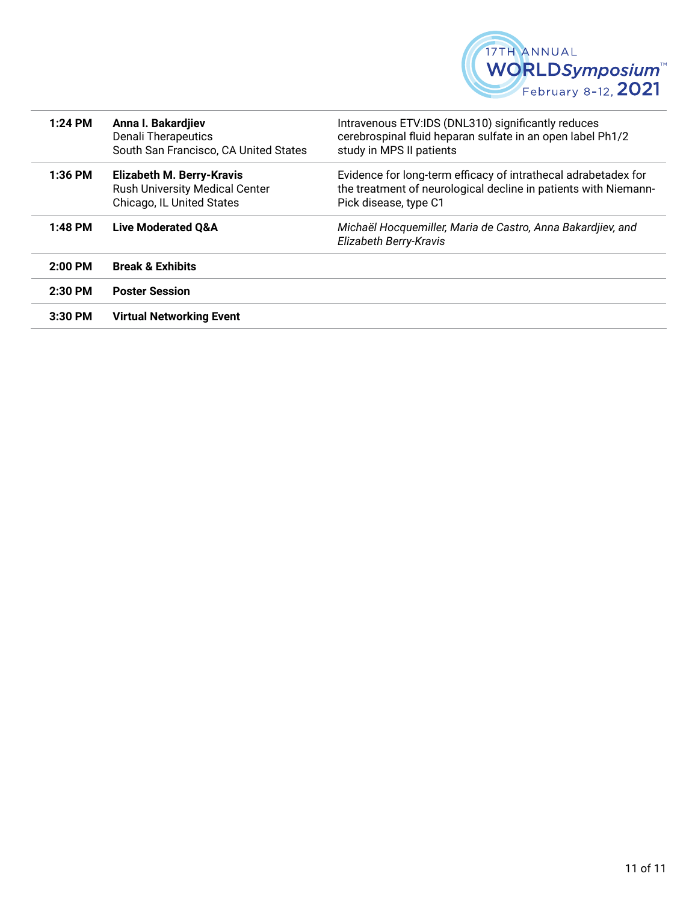| | | |
|---|---|---|
| **1:24 PM** | **Anna I. Bakardjiev**<br>Denali Therapeutics<br>South San Francisco, CA United States | Intravenous ETV:IDS (DNL310) significantly reduces cerebrospinal fluid heparan sulfate in an open label Ph1/2 study in MPS II patients |
| **1:36 PM** | **Elizabeth M. Berry-Kravis**<br>Rush University Medical Center<br>Chicago, IL United States | Evidence for long-term efficacy of intrathecal adrabetadex for the treatment of neurological decline in patients with Niemann-Pick disease, type C1 |
| **1:48 PM** | **Live Moderated Q&A** | *Michaël Hocquemiller, Maria de Castro, Anna Bakardjiev, and Elizabeth Berry-Kravis* |
| **2:00 PM** | **Break & Exhibits** | |
| **2:30 PM** | **Poster Session** | |
| **3:30 PM** | **Virtual Networking Event** | |